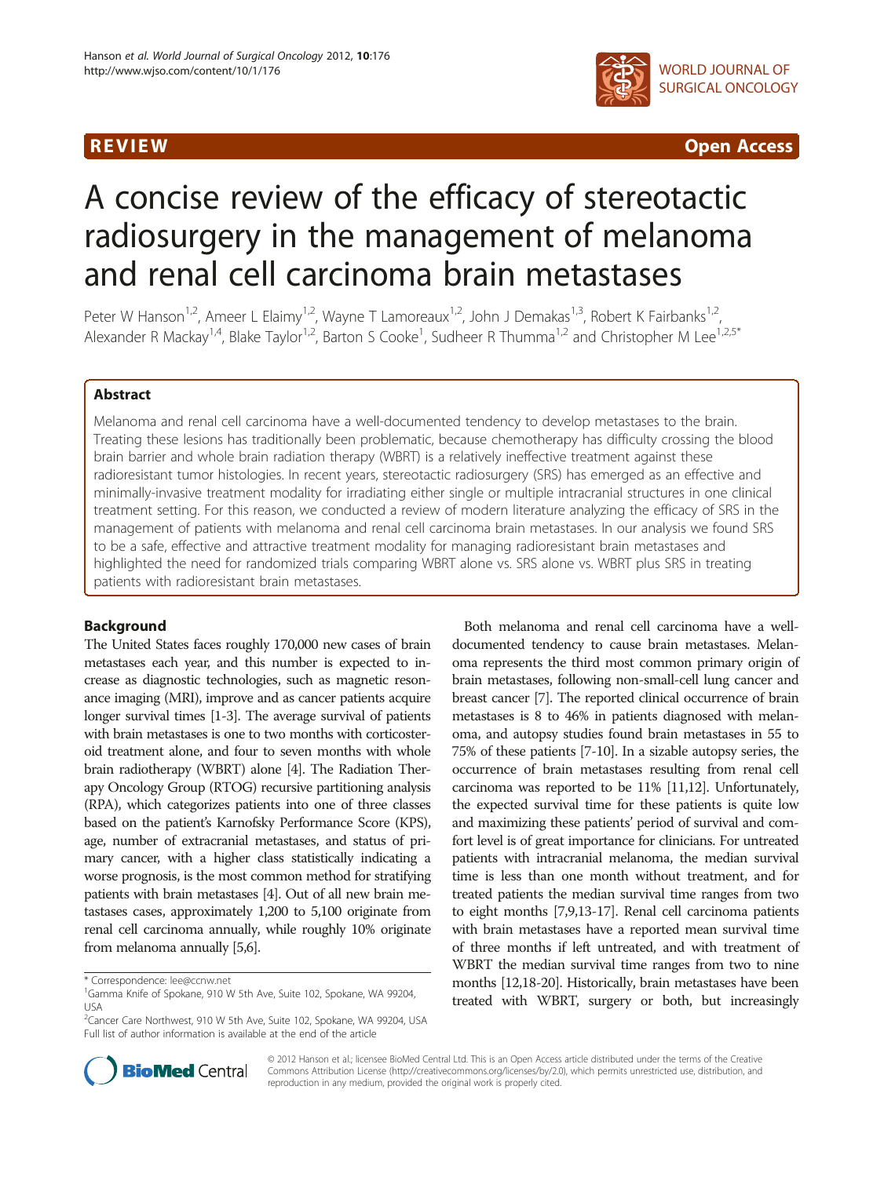REVIEW **Open Access**

# A concise review of the efficacy of stereotactic radiosurgery in the management of melanoma and renal cell carcinoma brain metastases

Peter W Hanson[1,2], Ameer L Elaimy[1,2], Wayne T Lamoreaux[1,2], John J Demakas[1,3], Robert K Fairbanks[1,2], Alexander R Mackay[1,4], Blake Taylor[1,2], Barton S Cooke[1], Sudheer R Thumma[1,2] and Christopher M Lee[1,2,5*]

## Abstract

Melanoma and renal cell carcinoma have a well-documented tendency to develop metastases to the brain. Treating these lesions has traditionally been problematic, because chemotherapy has difficulty crossing the blood brain barrier and whole brain radiation therapy (WBRT) is a relatively ineffective treatment against these radioresistant tumor histologies. In recent years, stereotactic radiosurgery (SRS) has emerged as an effective and minimally-invasive treatment modality for irradiating either single or multiple intracranial structures in one clinical treatment setting. For this reason, we conducted a review of modern literature analyzing the efficacy of SRS in the management of patients with melanoma and renal cell carcinoma brain metastases. In our analysis we found SRS to be a safe, effective and attractive treatment modality for managing radioresistant brain metastases and highlighted the need for randomized trials comparing WBRT alone vs. SRS alone vs. WBRT plus SRS in treating patients with radioresistant brain metastases.

## Background

The United States faces roughly 170,000 new cases of brain metastases each year, and this number is expected to increase as diagnostic technologies, such as magnetic resonance imaging (MRI), improve and as cancer patients acquire longer survival times [1-3]. The average survival of patients with brain metastases is one to two months with corticosteroid treatment alone, and four to seven months with whole brain radiotherapy (WBRT) alone [4]. The Radiation Therapy Oncology Group (RTOG) recursive partitioning analysis (RPA), which categorizes patients into one of three classes based on the patient's Karnofsky Performance Score (KPS), age, number of extracranial metastases, and status of primary cancer, with a higher class statistically indicating a worse prognosis, is the most common method for stratifying patients with brain metastases [4]. Out of all new brain metastases cases, approximately 1,200 to 5,100 originate from renal cell carcinoma annually, while roughly 10% originate from melanoma annually [5,6].

Both melanoma and renal cell carcinoma have a well-documented tendency to cause brain metastases. Melanoma represents the third most common primary origin of brain metastases, following non-small-cell lung cancer and breast cancer [7]. The reported clinical occurrence of brain metastases is 8 to 46% in patients diagnosed with melanoma, and autopsy studies found brain metastases in 55 to 75% of these patients [7-10]. In a sizable autopsy series, the occurrence of brain metastases resulting from renal cell carcinoma was reported to be 11% [11,12]. Unfortunately, the expected survival time for these patients is quite low and maximizing these patients' period of survival and comfort level is of great importance for clinicians. For untreated patients with intracranial melanoma, the median survival time is less than one month without treatment, and for treated patients the median survival time ranges from two to eight months [7,9,13-17]. Renal cell carcinoma patients with brain metastases have a reported mean survival time of three months if left untreated, and with treatment of WBRT the median survival time ranges from two to nine months [12,18-20]. Historically, brain metastases have been treated with WBRT, surgery or both, but increasingly

\* Correspondence: lee@ccnw.net
[1]Gamma Knife of Spokane, 910 W 5th Ave, Suite 102, Spokane, WA 99204, USA
[2]Cancer Care Northwest, 910 W 5th Ave, Suite 102, Spokane, WA 99204, USA
Full list of author information is available at the end of the article

© 2012 Hanson et al.; licensee BioMed Central Ltd. This is an Open Access article distributed under the terms of the Creative Commons Attribution License (http://creativecommons.org/licenses/by/2.0), which permits unrestricted use, distribution, and reproduction in any medium, provided the original work is properly cited.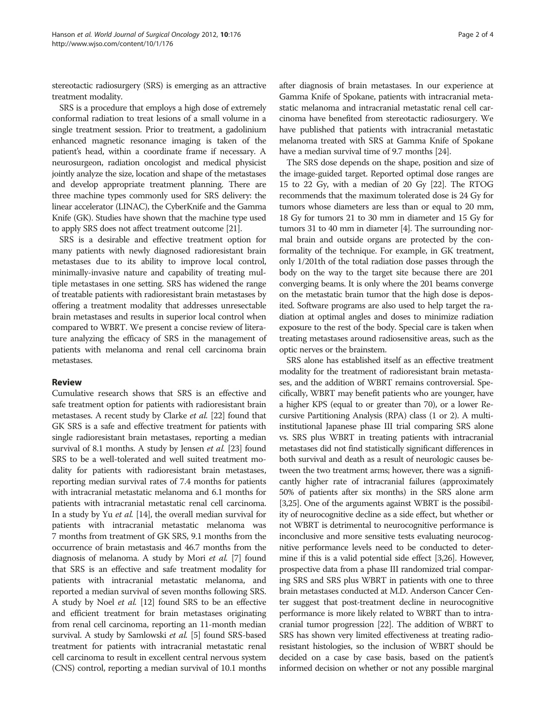stereotactic radiosurgery (SRS) is emerging as an attractive treatment modality.

SRS is a procedure that employs a high dose of extremely conformal radiation to treat lesions of a small volume in a single treatment session. Prior to treatment, a gadolinium enhanced magnetic resonance imaging is taken of the patient's head, within a coordinate frame if necessary. A neurosurgeon, radiation oncologist and medical physicist jointly analyze the size, location and shape of the metastases and develop appropriate treatment planning. There are three machine types commonly used for SRS delivery: the linear accelerator (LINAC), the CyberKnife and the Gamma Knife (GK). Studies have shown that the machine type used to apply SRS does not affect treatment outcome [21].

SRS is a desirable and effective treatment option for many patients with newly diagnosed radioresistant brain metastases due to its ability to improve local control, minimally-invasive nature and capability of treating multiple metastases in one setting. SRS has widened the range of treatable patients with radioresistant brain metastases by offering a treatment modality that addresses unresectable brain metastases and results in superior local control when compared to WBRT. We present a concise review of literature analyzing the efficacy of SRS in the management of patients with melanoma and renal cell carcinoma brain metastases.

## Review

Cumulative research shows that SRS is an effective and safe treatment option for patients with radioresistant brain metastases. A recent study by Clarke *et al.* [22] found that GK SRS is a safe and effective treatment for patients with single radioresistant brain metastases, reporting a median survival of 8.1 months. A study by Jensen *et al.* [23] found SRS to be a well-tolerated and well suited treatment modality for patients with radioresistant brain metastases, reporting median survival rates of 7.4 months for patients with intracranial metastatic melanoma and 6.1 months for patients with intracranial metastatic renal cell carcinoma. In a study by Yu *et al.* [14], the overall median survival for patients with intracranial metastatic melanoma was 7 months from treatment of GK SRS, 9.1 months from the occurrence of brain metastasis and 46.7 months from the diagnosis of melanoma. A study by Mori *et al.* [7] found that SRS is an effective and safe treatment modality for patients with intracranial metastatic melanoma, and reported a median survival of seven months following SRS. A study by Noel *et al.* [12] found SRS to be an effective and efficient treatment for brain metastases originating from renal cell carcinoma, reporting an 11-month median survival. A study by Samlowski *et al.* [5] found SRS-based treatment for patients with intracranial metastatic renal cell carcinoma to result in excellent central nervous system (CNS) control, reporting a median survival of 10.1 months after diagnosis of brain metastases. In our experience at Gamma Knife of Spokane, patients with intracranial metastatic melanoma and intracranial metastatic renal cell carcinoma have benefited from stereotactic radiosurgery. We have published that patients with intracranial metastatic melanoma treated with SRS at Gamma Knife of Spokane have a median survival time of 9.7 months [24].

The SRS dose depends on the shape, position and size of the image-guided target. Reported optimal dose ranges are 15 to 22 Gy, with a median of 20 Gy [22]. The RTOG recommends that the maximum tolerated dose is 24 Gy for tumors whose diameters are less than or equal to 20 mm, 18 Gy for tumors 21 to 30 mm in diameter and 15 Gy for tumors 31 to 40 mm in diameter [4]. The surrounding normal brain and outside organs are protected by the conformality of the technique. For example, in GK treatment, only 1/201th of the total radiation dose passes through the body on the way to the target site because there are 201 converging beams. It is only where the 201 beams converge on the metastatic brain tumor that the high dose is deposited. Software programs are also used to help target the radiation at optimal angles and doses to minimize radiation exposure to the rest of the body. Special care is taken when treating metastases around radiosensitive areas, such as the optic nerves or the brainstem.

SRS alone has established itself as an effective treatment modality for the treatment of radioresistant brain metastases, and the addition of WBRT remains controversial. Specifically, WBRT may benefit patients who are younger, have a higher KPS (equal to or greater than 70), or a lower Recursive Partitioning Analysis (RPA) class (1 or 2). A multi-institutional Japanese phase III trial comparing SRS alone vs. SRS plus WBRT in treating patients with intracranial metastases did not find statistically significant differences in both survival and death as a result of neurologic causes between the two treatment arms; however, there was a significantly higher rate of intracranial failures (approximately 50% of patients after six months) in the SRS alone arm [3,25]. One of the arguments against WBRT is the possibility of neurocognitive decline as a side effect, but whether or not WBRT is detrimental to neurocognitive performance is inconclusive and more sensitive tests evaluating neurocognitive performance levels need to be conducted to determine if this is a valid potential side effect [3,26]. However, prospective data from a phase III randomized trial comparing SRS and SRS plus WBRT in patients with one to three brain metastases conducted at M.D. Anderson Cancer Center suggest that post-treatment decline in neurocognitive performance is more likely related to WBRT than to intracranial tumor progression [22]. The addition of WBRT to SRS has shown very limited effectiveness at treating radioresistant histologies, so the inclusion of WBRT should be decided on a case by case basis, based on the patient's informed decision on whether or not any possible marginal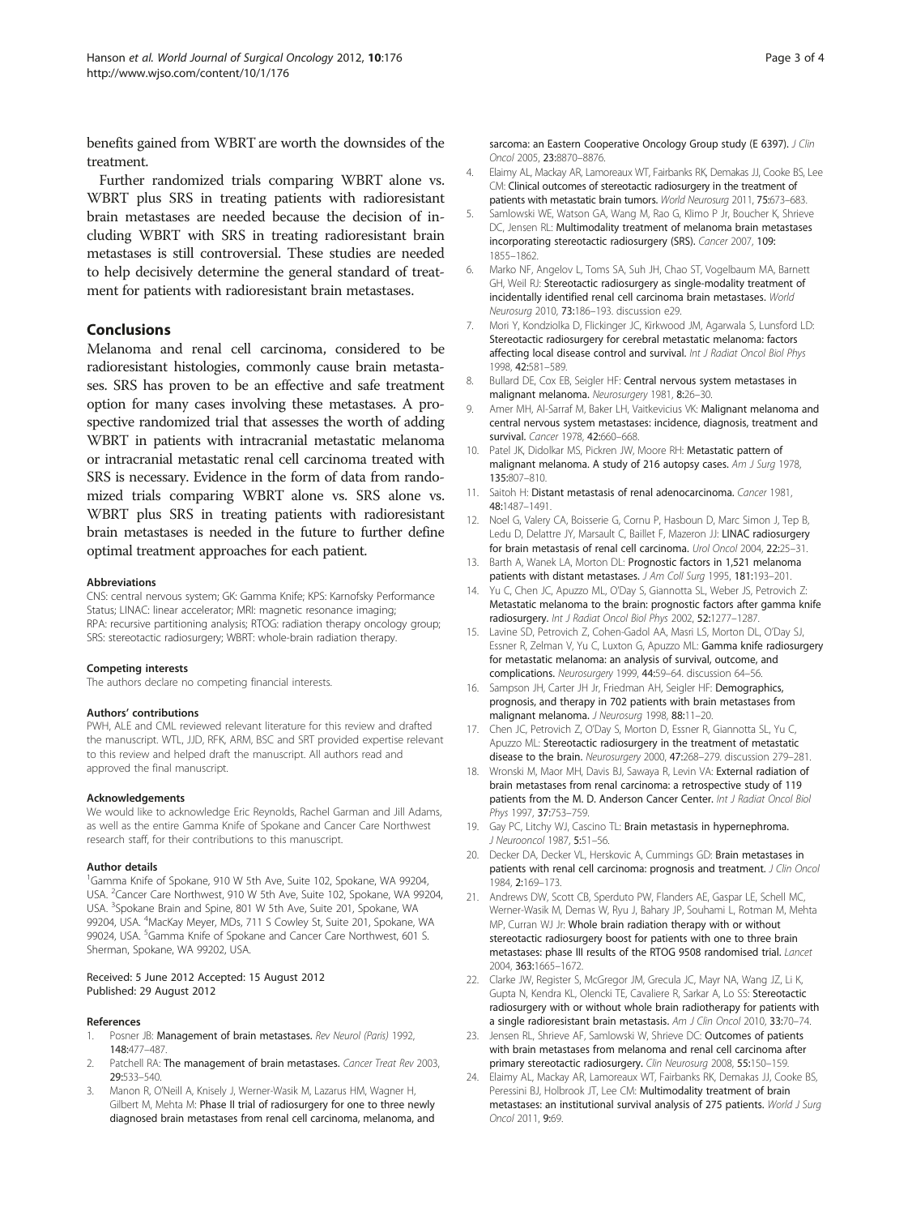benefits gained from WBRT are worth the downsides of the treatment.

Further randomized trials comparing WBRT alone vs. WBRT plus SRS in treating patients with radioresistant brain metastases are needed because the decision of including WBRT with SRS in treating radioresistant brain metastases is still controversial. These studies are needed to help decisively determine the general standard of treatment for patients with radioresistant brain metastases.

## Conclusions

Melanoma and renal cell carcinoma, considered to be radioresistant histologies, commonly cause brain metastases. SRS has proven to be an effective and safe treatment option for many cases involving these metastases. A prospective randomized trial that assesses the worth of adding WBRT in patients with intracranial metastatic melanoma or intracranial metastatic renal cell carcinoma treated with SRS is necessary. Evidence in the form of data from randomized trials comparing WBRT alone vs. SRS alone vs. WBRT plus SRS in treating patients with radioresistant brain metastases is needed in the future to further define optimal treatment approaches for each patient.

#### Abbreviations

CNS: central nervous system; GK: Gamma Knife; KPS: Karnofsky Performance Status; LINAC: linear accelerator; MRI: magnetic resonance imaging; RPA: recursive partitioning analysis; RTOG: radiation therapy oncology group; SRS: stereotactic radiosurgery; WBRT: whole-brain radiation therapy.

#### Competing interests

The authors declare no competing financial interests.

#### Authors' contributions

PWH, ALE and CML reviewed relevant literature for this review and drafted the manuscript. WTL, JJD, RFK, ARM, BSC and SRT provided expertise relevant to this review and helped draft the manuscript. All authors read and approved the final manuscript.

#### Acknowledgements

We would like to acknowledge Eric Reynolds, Rachel Garman and Jill Adams, as well as the entire Gamma Knife of Spokane and Cancer Care Northwest research staff, for their contributions to this manuscript.

#### Author details

[1]Gamma Knife of Spokane, 910 W 5th Ave, Suite 102, Spokane, WA 99204, USA. [2]Cancer Care Northwest, 910 W 5th Ave, Suite 102, Spokane, WA 99204, USA. [3]Spokane Brain and Spine, 801 W 5th Ave, Suite 201, Spokane, WA 99204, USA. [4]MacKay Meyer, MDs, 711 S Cowley St, Suite 201, Spokane, WA 99024, USA. [5]Gamma Knife of Spokane and Cancer Care Northwest, 601 S. Sherman, Spokane, WA 99202, USA.

Received: 5 June 2012 Accepted: 15 August 2012
Published: 29 August 2012

#### References

1. Posner JB: **Management of brain metastases.** *Rev Neurol (Paris)* 1992, **148:**477–487.
2. Patchell RA: **The management of brain metastases.** *Cancer Treat Rev* 2003, **29:**533–540.
3. Manon R, O'Neill A, Knisely J, Werner-Wasik M, Lazarus HM, Wagner H, Gilbert M, Mehta M: **Phase II trial of radiosurgery for one to three newly diagnosed brain metastases from renal cell carcinoma, melanoma, and sarcoma: an Eastern Cooperative Oncology Group study (E 6397).** *J Clin Oncol* 2005, **23:**8870–8876.
4. Elaimy AL, Mackay AR, Lamoreaux WT, Fairbanks RK, Demakas JJ, Cooke BS, Lee CM: **Clinical outcomes of stereotactic radiosurgery in the treatment of patients with metastatic brain tumors.** *World Neurosurg* 2011, **75:**673–683.
5. Samlowski WE, Watson GA, Wang M, Rao G, Klimo P Jr, Boucher K, Shrieve DC, Jensen RL: **Multimodality treatment of melanoma brain metastases incorporating stereotactic radiosurgery (SRS).** *Cancer* 2007, **109:** 1855–1862.
6. Marko NF, Angelov L, Toms SA, Suh JH, Chao ST, Vogelbaum MA, Barnett GH, Weil RJ: **Stereotactic radiosurgery as single-modality treatment of incidentally identified renal cell carcinoma brain metastases.** *World Neurosurg* 2010, **73:**186–193. discussion e29.
7. Mori Y, Kondziolka D, Flickinger JC, Kirkwood JM, Agarwala S, Lunsford LD: **Stereotactic radiosurgery for cerebral metastatic melanoma: factors affecting local disease control and survival.** *Int J Radiat Oncol Biol Phys* 1998, **42:**581–589.
8. Bullard DE, Cox EB, Seigler HF: **Central nervous system metastases in malignant melanoma.** *Neurosurgery* 1981, **8:**26–30.
9. Amer MH, Al-Sarraf M, Baker LH, Vaitkevicius VK: **Malignant melanoma and central nervous system metastases: incidence, diagnosis, treatment and survival.** *Cancer* 1978, **42:**660–668.
10. Patel JK, Didolkar MS, Pickren JW, Moore RH: **Metastatic pattern of malignant melanoma. A study of 216 autopsy cases.** *Am J Surg* 1978, **135:**807–810.
11. Saitoh H: **Distant metastasis of renal adenocarcinoma.** *Cancer* 1981, **48:**1487–1491.
12. Noel G, Valery CA, Boisserie G, Cornu P, Hasboun D, Marc Simon J, Tep B, Ledu D, Delattre JY, Marsault C, Baillet F, Mazeron JJ: **LINAC radiosurgery for brain metastasis of renal cell carcinoma.** *Urol Oncol* 2004, **22:**25–31.
13. Barth A, Wanek LA, Morton DL: **Prognostic factors in 1,521 melanoma patients with distant metastases.** *J Am Coll Surg* 1995, **181:**193–201.
14. Yu C, Chen JC, Apuzzo ML, O'Day S, Giannotta SL, Weber JS, Petrovich Z: **Metastatic melanoma to the brain: prognostic factors after gamma knife radiosurgery.** *Int J Radiat Oncol Biol Phys* 2002, **52:**1277–1287.
15. Lavine SD, Petrovich Z, Cohen-Gadol AA, Masri LS, Morton DL, O'Day SJ, Essner R, Zelman V, Yu C, Luxton G, Apuzzo ML: **Gamma knife radiosurgery for metastatic melanoma: an analysis of survival, outcome, and complications.** *Neurosurgery* 1999, **44:**59–64. discussion 64–56.
16. Sampson JH, Carter JH Jr, Friedman AH, Seigler HF: **Demographics, prognosis, and therapy in 702 patients with brain metastases from malignant melanoma.** *J Neurosurg* 1998, **88:**11–20.
17. Chen JC, Petrovich Z, O'Day S, Morton D, Essner R, Giannotta SL, Yu C, Apuzzo ML: **Stereotactic radiosurgery in the treatment of metastatic disease to the brain.** *Neurosurgery* 2000, **47:**268–279. discussion 279–281.
18. Wronski M, Maor MH, Davis BJ, Sawaya R, Levin VA: **External radiation of brain metastases from renal carcinoma: a retrospective study of 119 patients from the M. D. Anderson Cancer Center.** *Int J Radiat Oncol Biol Phys* 1997, **37:**753–759.
19. Gay PC, Litchy WJ, Cascino TL: **Brain metastasis in hypernephroma.** *J Neurooncol* 1987, **5:**51–56.
20. Decker DA, Decker VL, Herskovic A, Cummings GD: **Brain metastases in patients with renal cell carcinoma: prognosis and treatment.** *J Clin Oncol* 1984, **2:**169–173.
21. Andrews DW, Scott CB, Sperduto PW, Flanders AE, Gaspar LE, Schell MC, Werner-Wasik M, Demas W, Ryu J, Bahary JP, Souhami L, Rotman M, Mehta MP, Curran WJ Jr: **Whole brain radiation therapy with or without stereotactic radiosurgery boost for patients with one to three brain metastases: phase III results of the RTOG 9508 randomised trial.** *Lancet* 2004, **363:**1665–1672.
22. Clarke JW, Register S, McGregor JM, Grecula JC, Mayr NA, Wang JZ, Li K, Gupta N, Kendra KL, Olencki TE, Cavaliere R, Sarkar A, Lo SS: **Stereotactic radiosurgery with or without whole brain radiotherapy for patients with a single radioresistant brain metastasis.** *Am J Clin Oncol* 2010, **33:**70–74.
23. Jensen RL, Shrieve AF, Samlowski W, Shrieve DC: **Outcomes of patients with brain metastases from melanoma and renal cell carcinoma after primary stereotactic radiosurgery.** *Clin Neurosurg* 2008, **55:**150–159.
24. Elaimy AL, Mackay AR, Lamoreaux WT, Fairbanks RK, Demakas JJ, Cooke BS, Peressini BJ, Holbrook JT, Lee CM: **Multimodality treatment of brain metastases: an institutional survival analysis of 275 patients.** *World J Surg Oncol* 2011, **9:**69.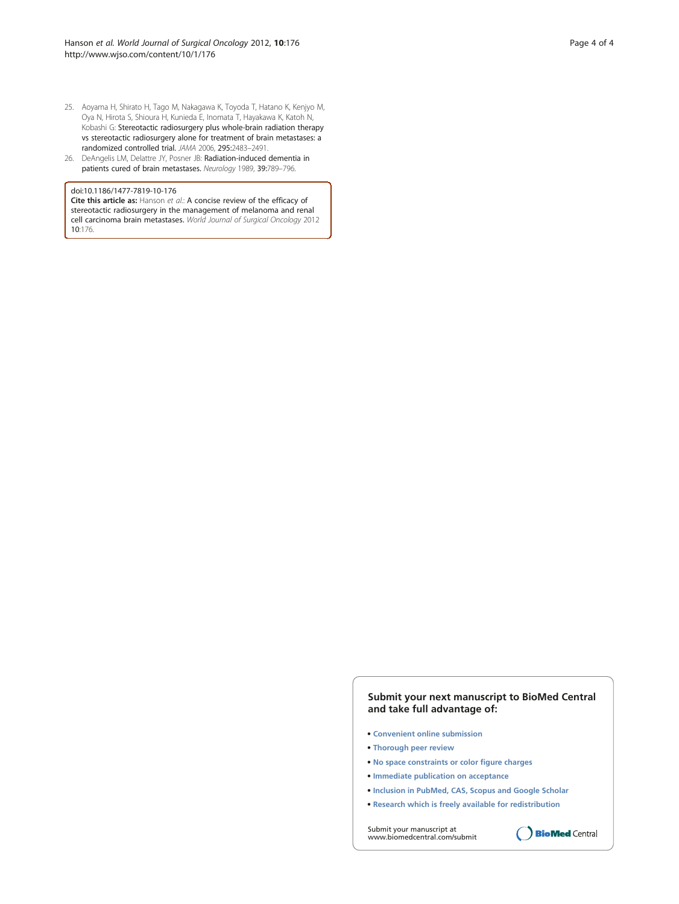25. Aoyama H, Shirato H, Tago M, Nakagawa K, Toyoda T, Hatano K, Kenjyo M, Oya N, Hirota S, Shioura H, Kunieda E, Inomata T, Hayakawa K, Katoh N, Kobashi G: Stereotactic radiosurgery plus whole-brain radiation therapy vs stereotactic radiosurgery alone for treatment of brain metastases: a randomized controlled trial. *JAMA* 2006, **295**:2483–2491.
26. DeAngelis LM, Delattre JY, Posner JB: Radiation-induced dementia in patients cured of brain metastases. *Neurology* 1989, **39**:789–796.

doi:10.1186/1477-7819-10-176

**Cite this article as:** Hanson *et al.*: A concise review of the efficacy of stereotactic radiosurgery in the management of melanoma and renal cell carcinoma brain metastases. *World Journal of Surgical Oncology* 2012 **10**:176.

**Submit your next manuscript to BioMed Central and take full advantage of:**

- **Convenient online submission**
- **Thorough peer review**
- **No space constraints or color figure charges**
- **Immediate publication on acceptance**
- **Inclusion in PubMed, CAS, Scopus and Google Scholar**
- **Research which is freely available for redistribution**

Submit your manuscript at
www.biomedcentral.com/submit

BioMed Central